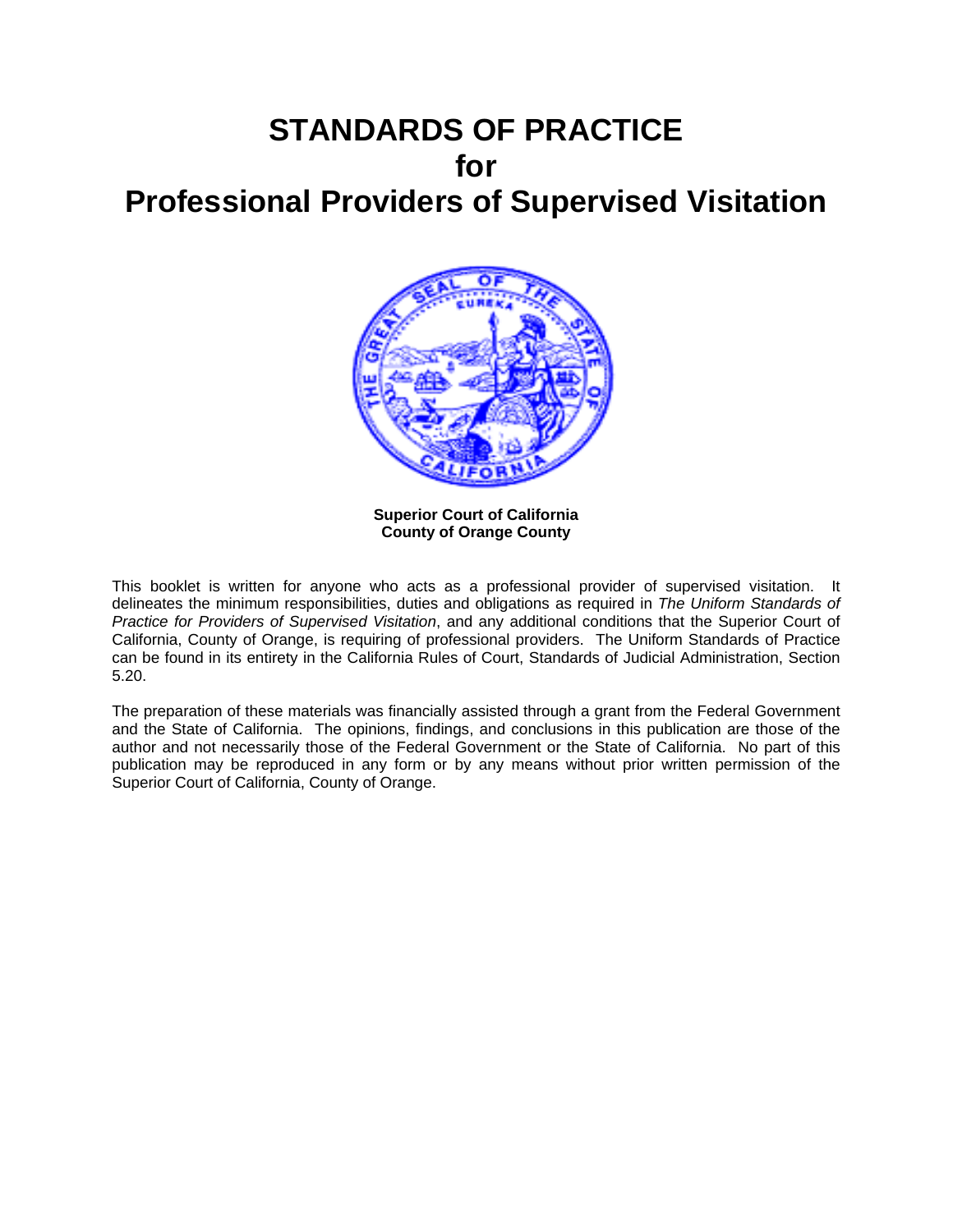# STANDARDS OF PRACTICE
# for
# Professional Providers of Supervised Visitation

**Superior Court of California**
**County of Orange County**

This booklet is written for anyone who acts as a professional provider of supervised visitation. It delineates the minimum responsibilities, duties and obligations as required in *The Uniform Standards of Practice for Providers of Supervised Visitation*, and any additional conditions that the Superior Court of California, County of Orange, is requiring of professional providers. The Uniform Standards of Practice can be found in its entirety in the California Rules of Court, Standards of Judicial Administration, Section 5.20.

The preparation of these materials was financially assisted through a grant from the Federal Government and the State of California. The opinions, findings, and conclusions in this publication are those of the author and not necessarily those of the Federal Government or the State of California. No part of this publication may be reproduced in any form or by any means without prior written permission of the Superior Court of California, County of Orange.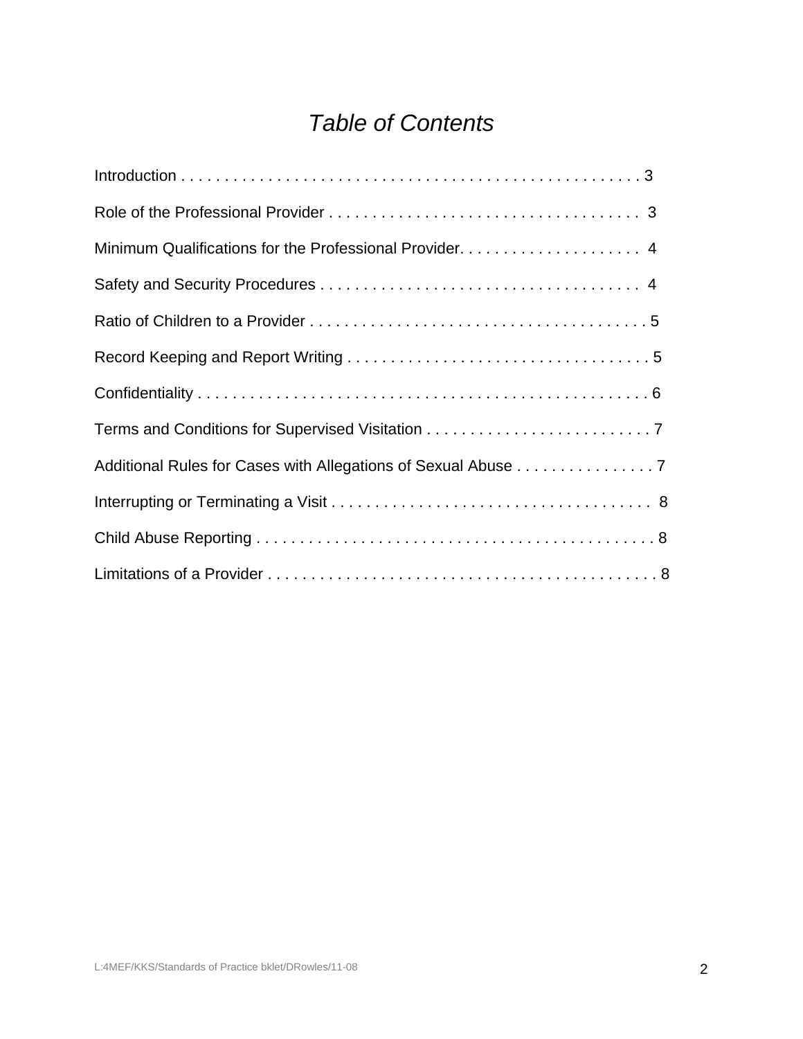# *Table of Contents*

Introduction . . . . . . . . . . . . . . . . . . . . . . . . . . . . . . . . . . . . . . . . . . . . . . . . . . . . 3

Role of the Professional Provider . . . . . . . . . . . . . . . . . . . . . . . . . . . . . . . . . . . . 3

Minimum Qualifications for the Professional Provider. . . . . . . . . . . . . . . . . . . . . 4

Safety and Security Procedures . . . . . . . . . . . . . . . . . . . . . . . . . . . . . . . . . . . . . 4

Ratio of Children to a Provider . . . . . . . . . . . . . . . . . . . . . . . . . . . . . . . . . . . . . . . 5

Record Keeping and Report Writing . . . . . . . . . . . . . . . . . . . . . . . . . . . . . . . . . . . 5

Confidentiality . . . . . . . . . . . . . . . . . . . . . . . . . . . . . . . . . . . . . . . . . . . . . . . . . . . . 6

Terms and Conditions for Supervised Visitation . . . . . . . . . . . . . . . . . . . . . . . . . . 7

Additional Rules for Cases with Allegations of Sexual Abuse . . . . . . . . . . . . . . . . 7

Interrupting or Terminating a Visit . . . . . . . . . . . . . . . . . . . . . . . . . . . . . . . . . . . . . 8

Child Abuse Reporting . . . . . . . . . . . . . . . . . . . . . . . . . . . . . . . . . . . . . . . . . . . . . . 8

Limitations of a Provider . . . . . . . . . . . . . . . . . . . . . . . . . . . . . . . . . . . . . . . . . . . . 8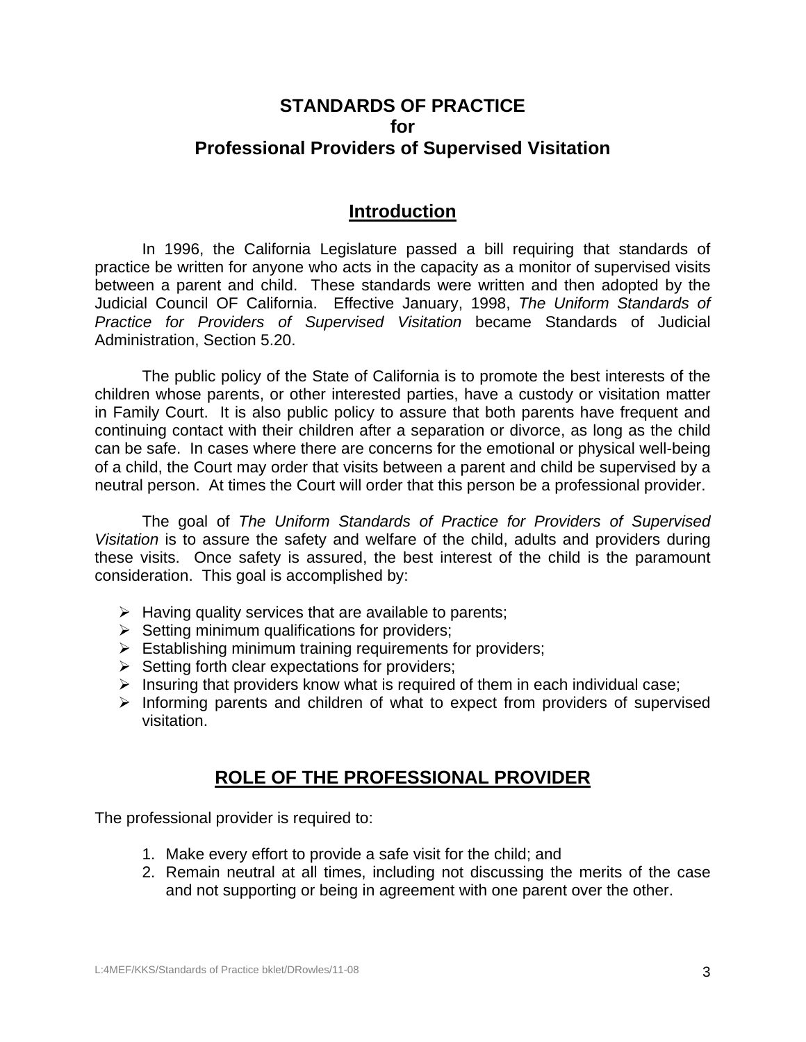# STANDARDS OF PRACTICE
# for
# Professional Providers of Supervised Visitation

## Introduction

In 1996, the California Legislature passed a bill requiring that standards of practice be written for anyone who acts in the capacity as a monitor of supervised visits between a parent and child. These standards were written and then adopted by the Judicial Council OF California. Effective January, 1998, *The Uniform Standards of Practice for Providers of Supervised Visitation* became Standards of Judicial Administration, Section 5.20.

The public policy of the State of California is to promote the best interests of the children whose parents, or other interested parties, have a custody or visitation matter in Family Court. It is also public policy to assure that both parents have frequent and continuing contact with their children after a separation or divorce, as long as the child can be safe. In cases where there are concerns for the emotional or physical well-being of a child, the Court may order that visits between a parent and child be supervised by a neutral person. At times the Court will order that this person be a professional provider.

The goal of *The Uniform Standards of Practice for Providers of Supervised Visitation* is to assure the safety and welfare of the child, adults and providers during these visits. Once safety is assured, the best interest of the child is the paramount consideration. This goal is accomplished by:

- Having quality services that are available to parents;
- Setting minimum qualifications for providers;
- Establishing minimum training requirements for providers;
- Setting forth clear expectations for providers;
- Insuring that providers know what is required of them in each individual case;
- Informing parents and children of what to expect from providers of supervised visitation.

## ROLE OF THE PROFESSIONAL PROVIDER

The professional provider is required to:

1. Make every effort to provide a safe visit for the child; and
2. Remain neutral at all times, including not discussing the merits of the case and not supporting or being in agreement with one parent over the other.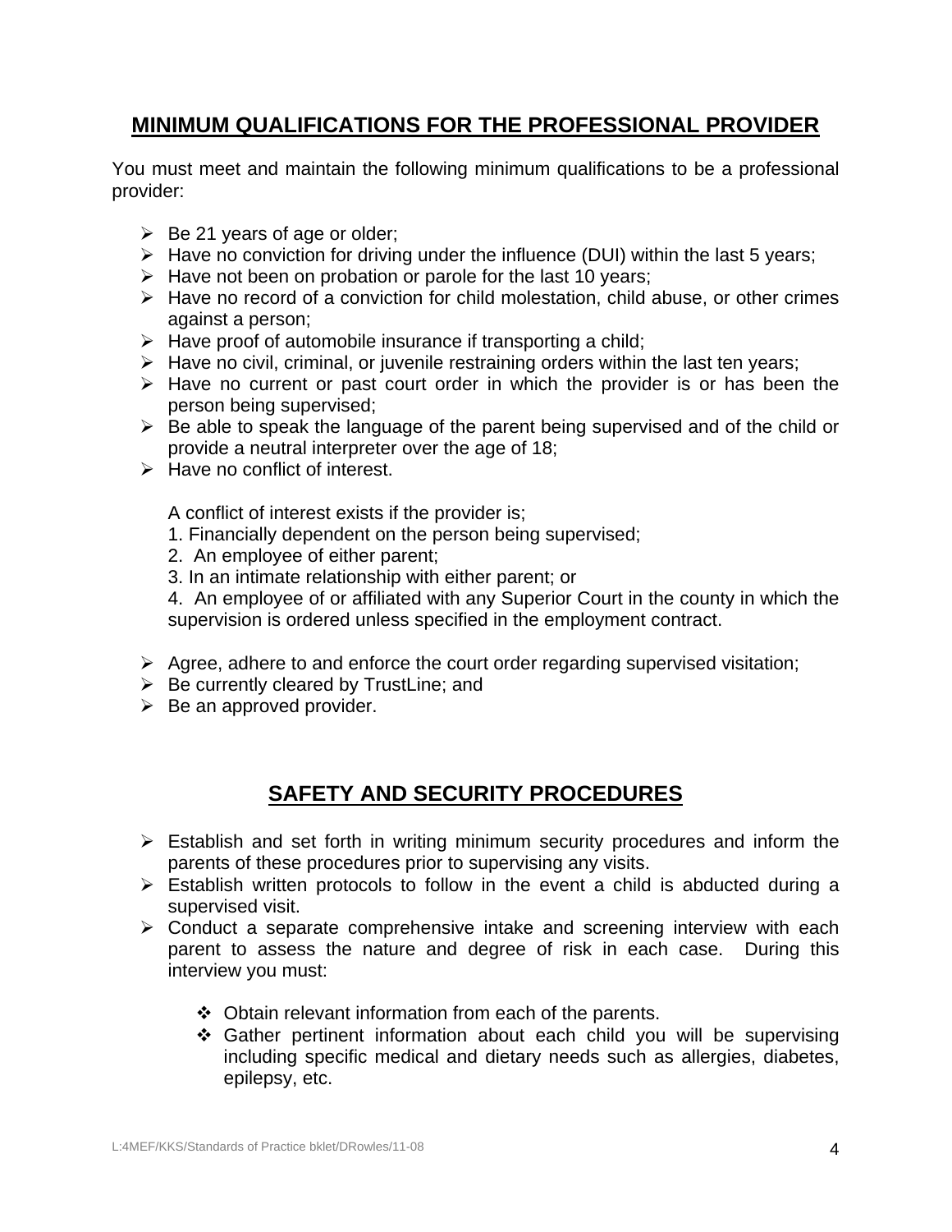## MINIMUM QUALIFICATIONS FOR THE PROFESSIONAL PROVIDER

You must meet and maintain the following minimum qualifications to be a professional provider:

- Be 21 years of age or older;
- Have no conviction for driving under the influence (DUI) within the last 5 years;
- Have not been on probation or parole for the last 10 years;
- Have no record of a conviction for child molestation, child abuse, or other crimes against a person;
- Have proof of automobile insurance if transporting a child;
- Have no civil, criminal, or juvenile restraining orders within the last ten years;
- Have no current or past court order in which the provider is or has been the person being supervised;
- Be able to speak the language of the parent being supervised and of the child or provide a neutral interpreter over the age of 18;
- Have no conflict of interest.

  A conflict of interest exists if the provider is;
  1. Financially dependent on the person being supervised;
  2. An employee of either parent;
  3. In an intimate relationship with either parent; or
  4. An employee of or affiliated with any Superior Court in the county in which the supervision is ordered unless specified in the employment contract.

- Agree, adhere to and enforce the court order regarding supervised visitation;
- Be currently cleared by TrustLine; and
- Be an approved provider.

## SAFETY AND SECURITY PROCEDURES

- Establish and set forth in writing minimum security procedures and inform the parents of these procedures prior to supervising any visits.
- Establish written protocols to follow in the event a child is abducted during a supervised visit.
- Conduct a separate comprehensive intake and screening interview with each parent to assess the nature and degree of risk in each case. During this interview you must:
  - Obtain relevant information from each of the parents.
  - Gather pertinent information about each child you will be supervising including specific medical and dietary needs such as allergies, diabetes, epilepsy, etc.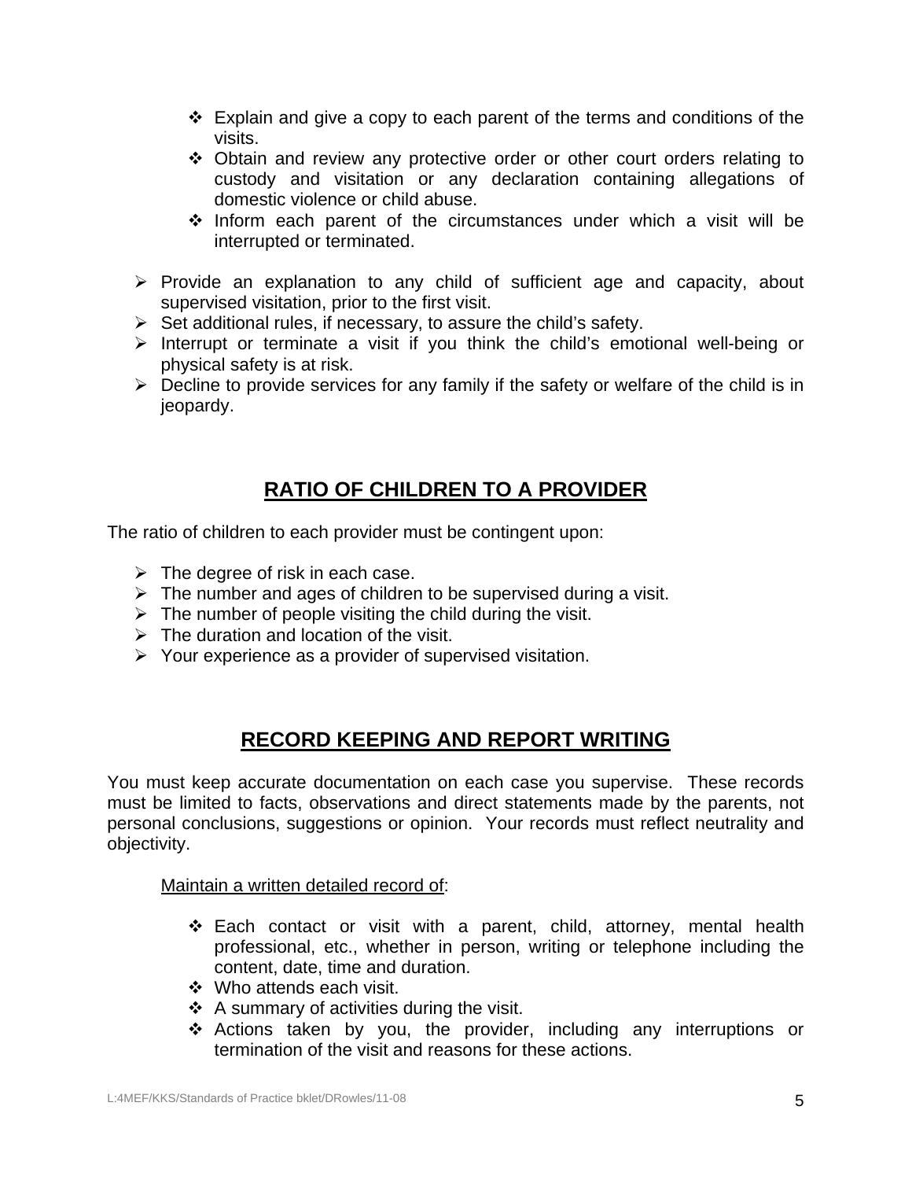- Explain and give a copy to each parent of the terms and conditions of the visits.
  - Obtain and review any protective order or other court orders relating to custody and visitation or any declaration containing allegations of domestic violence or child abuse.
  - Inform each parent of the circumstances under which a visit will be interrupted or terminated.

- Provide an explanation to any child of sufficient age and capacity, about supervised visitation, prior to the first visit.
- Set additional rules, if necessary, to assure the child's safety.
- Interrupt or terminate a visit if you think the child's emotional well-being or physical safety is at risk.
- Decline to provide services for any family if the safety or welfare of the child is in jeopardy.

## RATIO OF CHILDREN TO A PROVIDER

The ratio of children to each provider must be contingent upon:

- The degree of risk in each case.
- The number and ages of children to be supervised during a visit.
- The number of people visiting the child during the visit.
- The duration and location of the visit.
- Your experience as a provider of supervised visitation.

## RECORD KEEPING AND REPORT WRITING

You must keep accurate documentation on each case you supervise. These records must be limited to facts, observations and direct statements made by the parents, not personal conclusions, suggestions or opinion. Your records must reflect neutrality and objectivity.

Maintain a written detailed record of:

- Each contact or visit with a parent, child, attorney, mental health professional, etc., whether in person, writing or telephone including the content, date, time and duration.
- Who attends each visit.
- A summary of activities during the visit.
- Actions taken by you, the provider, including any interruptions or termination of the visit and reasons for these actions.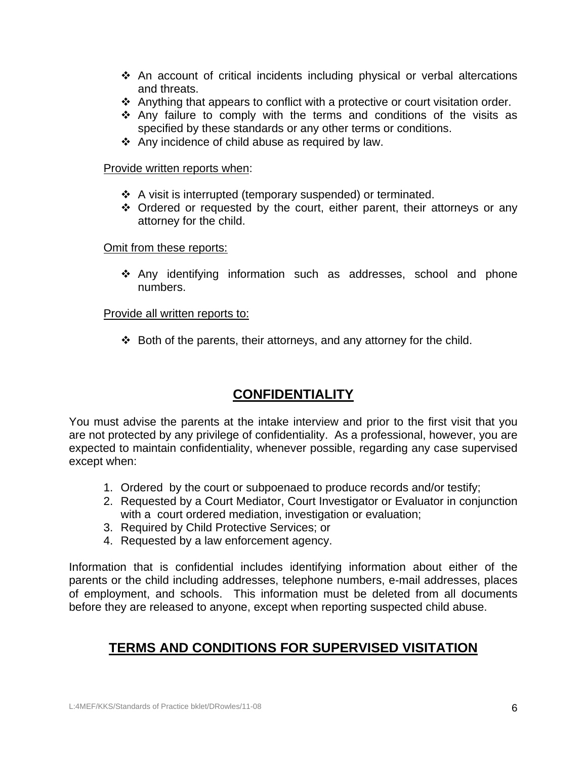- An account of critical incidents including physical or verbal altercations and threats.
- Anything that appears to conflict with a protective or court visitation order.
- Any failure to comply with the terms and conditions of the visits as specified by these standards or any other terms or conditions.
- Any incidence of child abuse as required by law.

<u>Provide written reports when</u>:

- A visit is interrupted (temporary suspended) or terminated.
- Ordered or requested by the court, either parent, their attorneys or any attorney for the child.

<u>Omit from these reports:</u>

- Any identifying information such as addresses, school and phone numbers.

<u>Provide all written reports to:</u>

- Both of the parents, their attorneys, and any attorney for the child.

## CONFIDENTIALITY

You must advise the parents at the intake interview and prior to the first visit that you are not protected by any privilege of confidentiality. As a professional, however, you are expected to maintain confidentiality, whenever possible, regarding any case supervised except when:

1. Ordered by the court or subpoenaed to produce records and/or testify;
2. Requested by a Court Mediator, Court Investigator or Evaluator in conjunction with a court ordered mediation, investigation or evaluation;
3. Required by Child Protective Services; or
4. Requested by a law enforcement agency.

Information that is confidential includes identifying information about either of the parents or the child including addresses, telephone numbers, e-mail addresses, places of employment, and schools. This information must be deleted from all documents before they are released to anyone, except when reporting suspected child abuse.

## TERMS AND CONDITIONS FOR SUPERVISED VISITATION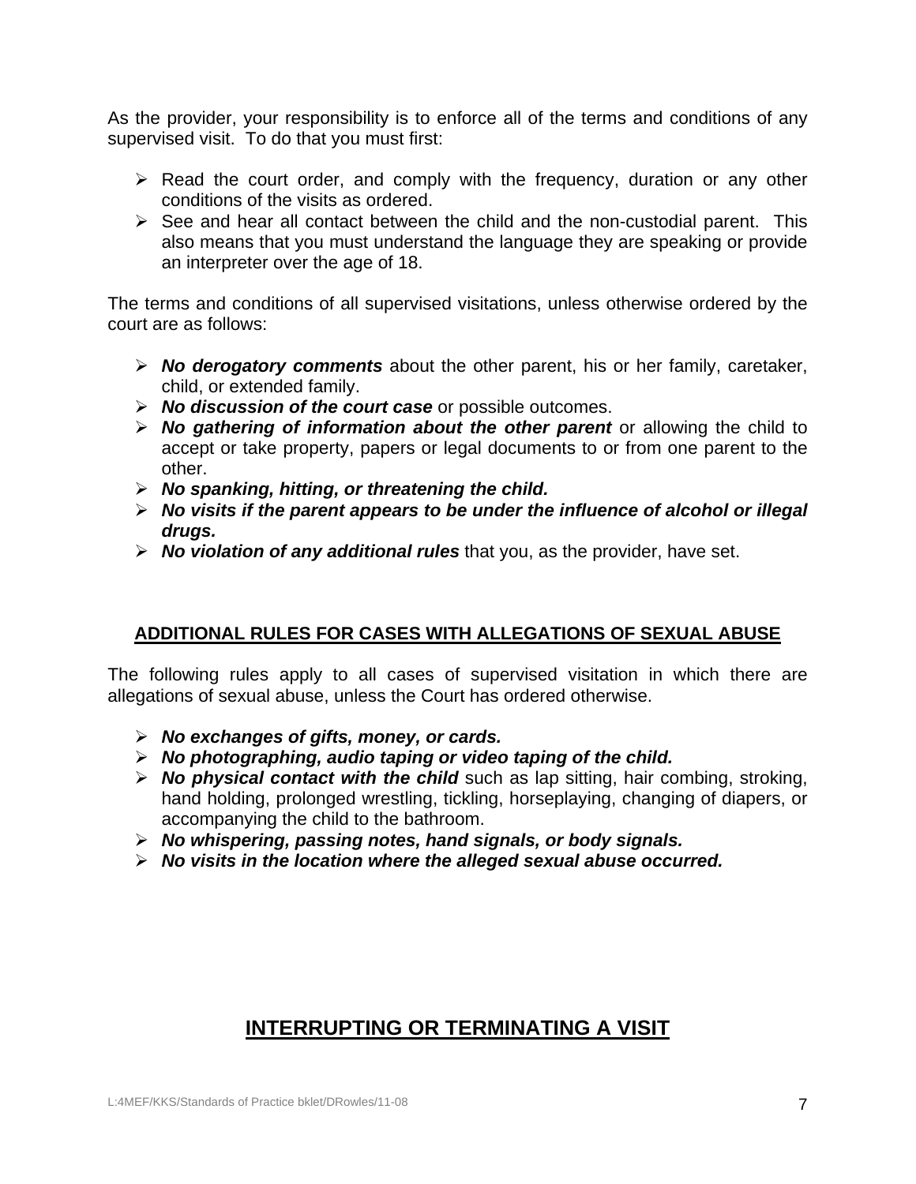As the provider, your responsibility is to enforce all of the terms and conditions of any supervised visit. To do that you must first:

- Read the court order, and comply with the frequency, duration or any other conditions of the visits as ordered.
- See and hear all contact between the child and the non-custodial parent. This also means that you must understand the language they are speaking or provide an interpreter over the age of 18.

The terms and conditions of all supervised visitations, unless otherwise ordered by the court are as follows:

- ***No derogatory comments*** about the other parent, his or her family, caretaker, child, or extended family.
- ***No discussion of the court case*** or possible outcomes.
- ***No gathering of information about the other parent*** or allowing the child to accept or take property, papers or legal documents to or from one parent to the other.
- ***No spanking, hitting, or threatening the child.***
- ***No visits if the parent appears to be under the influence of alcohol or illegal drugs.***
- ***No violation of any additional rules*** that you, as the provider, have set.

## ADDITIONAL RULES FOR CASES WITH ALLEGATIONS OF SEXUAL ABUSE

The following rules apply to all cases of supervised visitation in which there are allegations of sexual abuse, unless the Court has ordered otherwise.

- ***No exchanges of gifts, money, or cards.***
- ***No photographing, audio taping or video taping of the child.***
- ***No physical contact with the child*** such as lap sitting, hair combing, stroking, hand holding, prolonged wrestling, tickling, horseplaying, changing of diapers, or accompanying the child to the bathroom.
- ***No whispering, passing notes, hand signals, or body signals.***
- ***No visits in the location where the alleged sexual abuse occurred.***

# INTERRUPTING OR TERMINATING A VISIT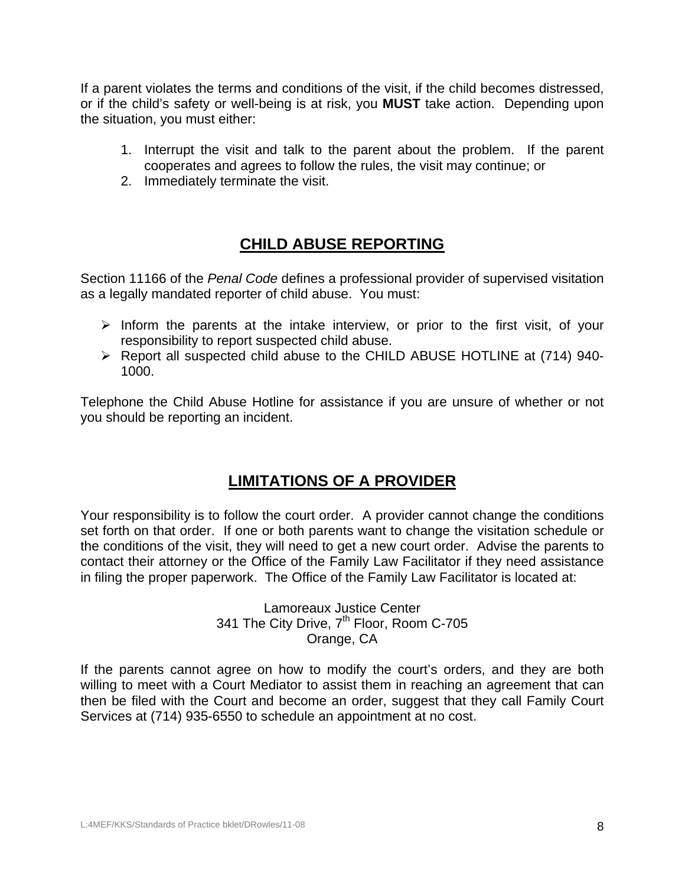If a parent violates the terms and conditions of the visit, if the child becomes distressed, or if the child's safety or well-being is at risk, you **MUST** take action. Depending upon the situation, you must either:

1. Interrupt the visit and talk to the parent about the problem. If the parent cooperates and agrees to follow the rules, the visit may continue; or
2. Immediately terminate the visit.

## CHILD ABUSE REPORTING

Section 11166 of the *Penal Code* defines a professional provider of supervised visitation as a legally mandated reporter of child abuse. You must:

- Inform the parents at the intake interview, or prior to the first visit, of your responsibility to report suspected child abuse.
- Report all suspected child abuse to the CHILD ABUSE HOTLINE at (714) 940-1000.

Telephone the Child Abuse Hotline for assistance if you are unsure of whether or not you should be reporting an incident.

## LIMITATIONS OF A PROVIDER

Your responsibility is to follow the court order. A provider cannot change the conditions set forth on that order. If one or both parents want to change the visitation schedule or the conditions of the visit, they will need to get a new court order. Advise the parents to contact their attorney or the Office of the Family Law Facilitator if they need assistance in filing the proper paperwork. The Office of the Family Law Facilitator is located at:

Lamoreaux Justice Center
341 The City Drive, 7th Floor, Room C-705
Orange, CA

If the parents cannot agree on how to modify the court's orders, and they are both willing to meet with a Court Mediator to assist them in reaching an agreement that can then be filed with the Court and become an order, suggest that they call Family Court Services at (714) 935-6550 to schedule an appointment at no cost.